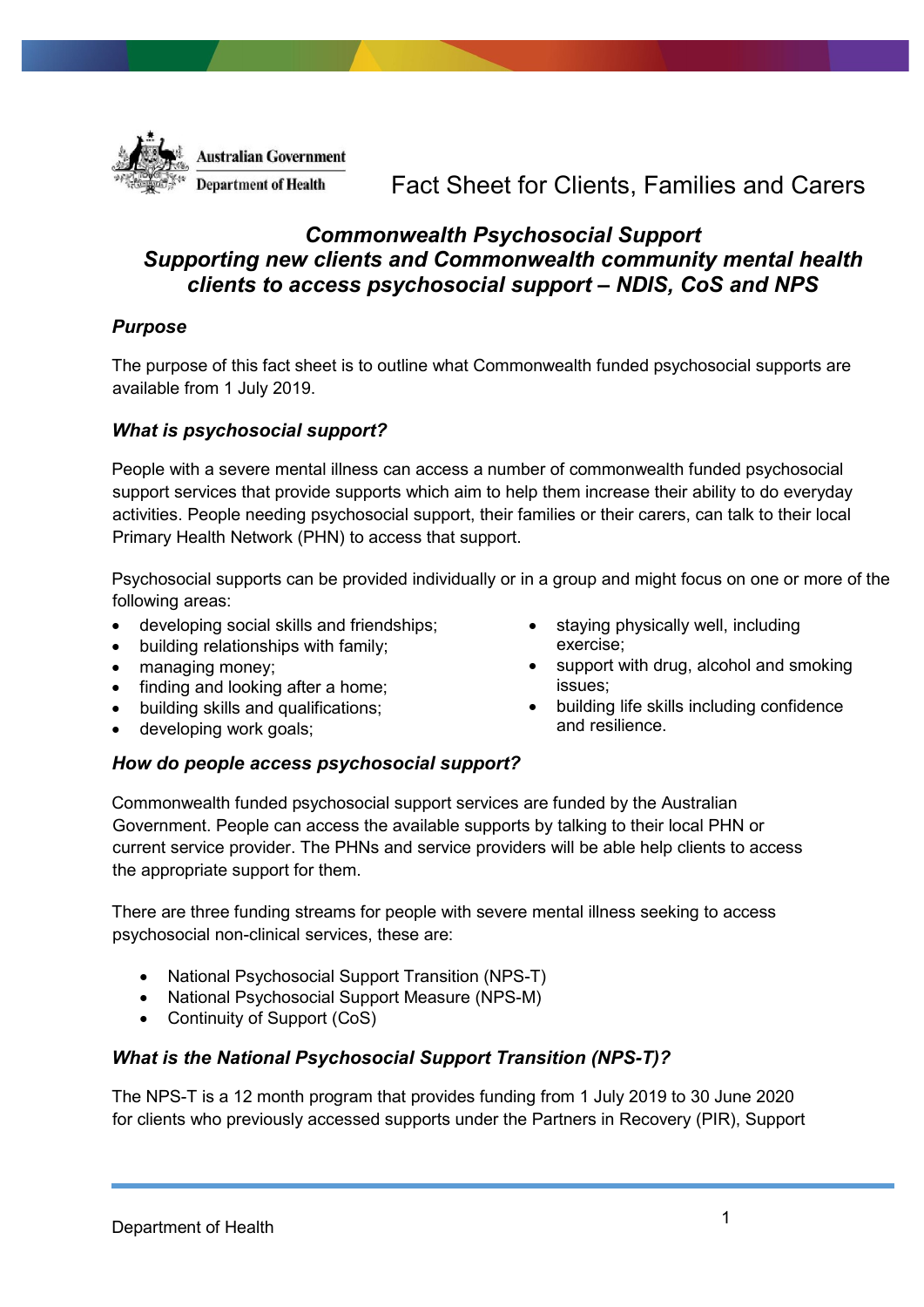Australian Government
Department of Health

Fact Sheet for Clients, Families and Carers

# *Commonwealth Psychosocial Support Supporting new clients and Commonwealth community mental health clients to access psychosocial support – NDIS, CoS and NPS*

## *Purpose*

The purpose of this fact sheet is to outline what Commonwealth funded psychosocial supports are available from 1 July 2019.

## *What is psychosocial support?*

People with a severe mental illness can access a number of commonwealth funded psychosocial support services that provide supports which aim to help them increase their ability to do everyday activities. People needing psychosocial support, their families or their carers, can talk to their local Primary Health Network (PHN) to access that support.

Psychosocial supports can be provided individually or in a group and might focus on one or more of the following areas:

- developing social skills and friendships;
- building relationships with family;
- managing money;
- finding and looking after a home;
- building skills and qualifications;
- developing work goals;
- staying physically well, including exercise;
- support with drug, alcohol and smoking issues;
- building life skills including confidence and resilience.

## *How do people access psychosocial support?*

Commonwealth funded psychosocial support services are funded by the Australian Government. People can access the available supports by talking to their local PHN or current service provider. The PHNs and service providers will be able help clients to access the appropriate support for them.

There are three funding streams for people with severe mental illness seeking to access psychosocial non-clinical services, these are:

- National Psychosocial Support Transition (NPS-T)
- National Psychosocial Support Measure (NPS-M)
- Continuity of Support (CoS)

## *What is the National Psychosocial Support Transition (NPS-T)?*

The NPS-T is a 12 month program that provides funding from 1 July 2019 to 30 June 2020 for clients who previously accessed supports under the Partners in Recovery (PIR), Support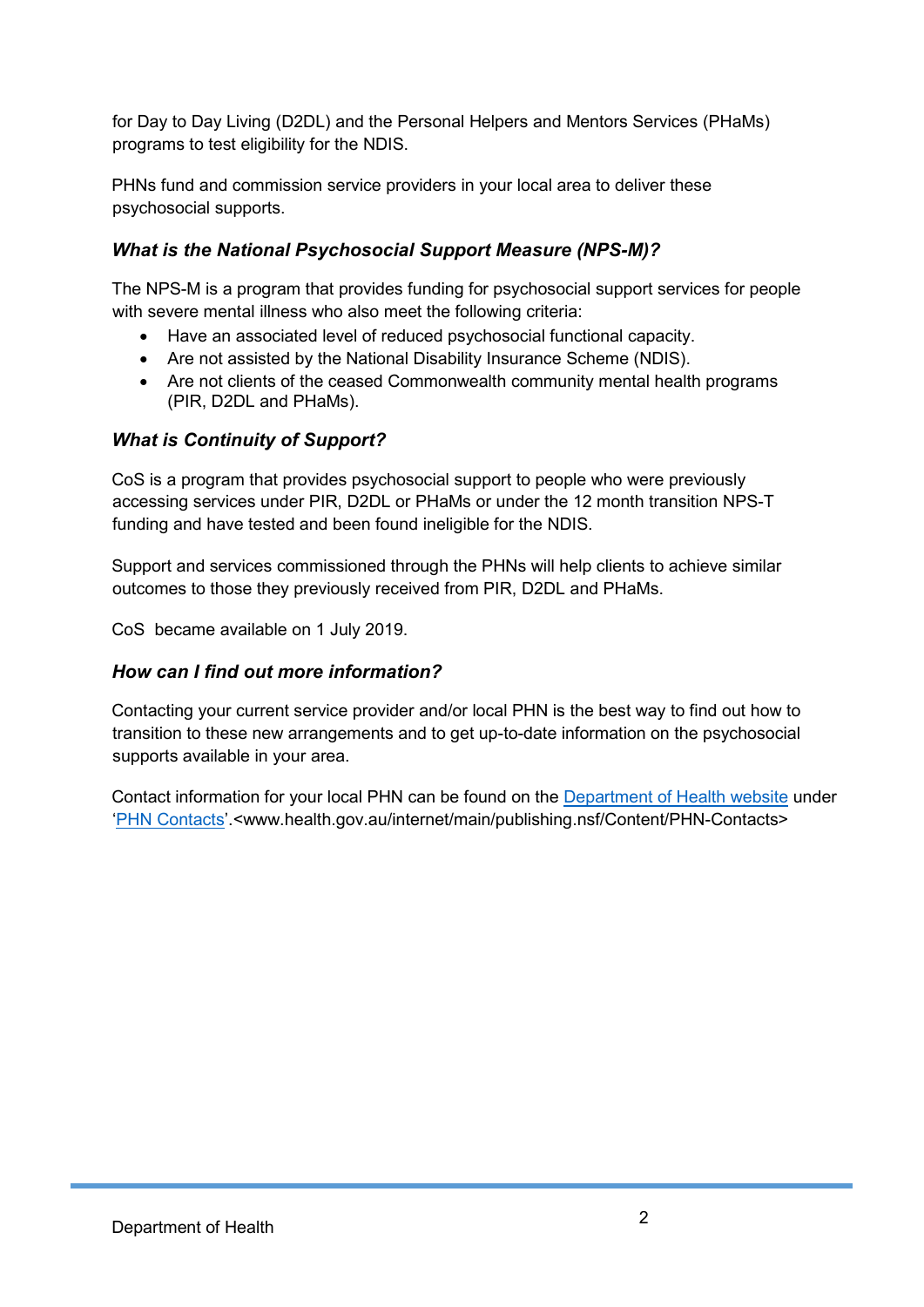for Day to Day Living (D2DL) and the Personal Helpers and Mentors Services (PHaMs) programs to test eligibility for the NDIS.

PHNs fund and commission service providers in your local area to deliver these psychosocial supports.

### *What is the National Psychosocial Support Measure (NPS-M)?*

The NPS-M is a program that provides funding for psychosocial support services for people with severe mental illness who also meet the following criteria:

- Have an associated level of reduced psychosocial functional capacity.
- Are not assisted by the National Disability Insurance Scheme (NDIS).
- Are not clients of the ceased Commonwealth community mental health programs (PIR, D2DL and PHaMs).

### *What is Continuity of Support?*

CoS is a program that provides psychosocial support to people who were previously accessing services under PIR, D2DL or PHaMs or under the 12 month transition NPS-T funding and have tested and been found ineligible for the NDIS.

Support and services commissioned through the PHNs will help clients to achieve similar outcomes to those they previously received from PIR, D2DL and PHaMs.

CoS became available on 1 July 2019.

### *How can I find out more information?*

Contacting your current service provider and/or local PHN is the best way to find out how to transition to these new arrangements and to get up-to-date information on the psychosocial supports available in your area.

Contact information for your local PHN can be found on the Department of Health website under 'PHN Contacts'.<www.health.gov.au/internet/main/publishing.nsf/Content/PHN-Contacts>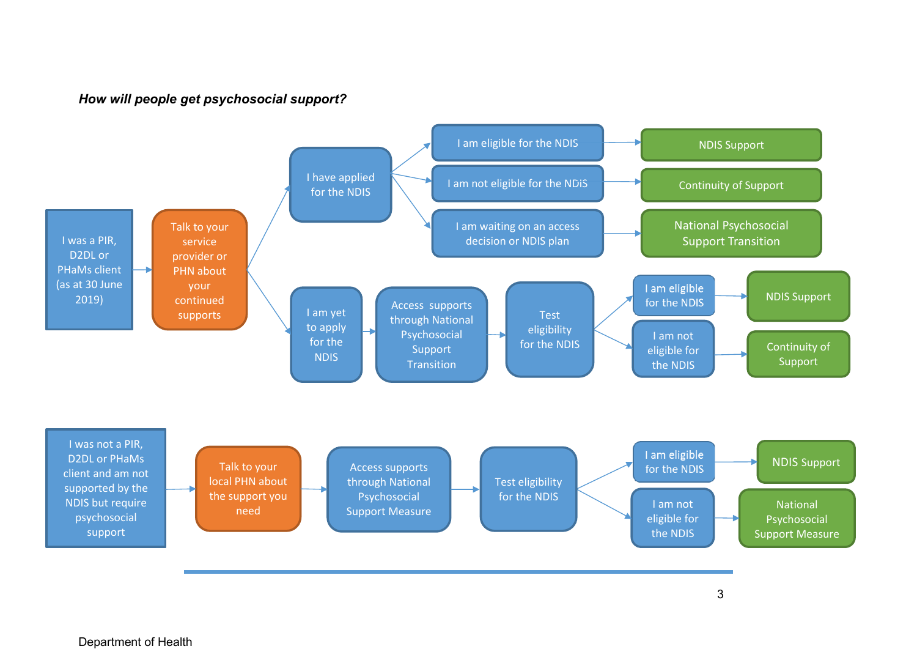***How will people get psychosocial support?***

I was a PIR, D2DL or PHaMs client (as at 30 June 2019)

Talk to your service provider or PHN about your continued supports

I have applied for the NDIS

I am eligible for the NDIS

NDIS Support

I am not eligible for the NDiS

Continuity of Support

I am waiting on an access decision or NDIS plan

National Psychosocial Support Transition

I am yet to apply for the NDIS

Access supports through National Psychosocial Support Transition

Test eligibility for the NDIS

I am eligible for the NDIS

NDIS Support

I am not eligible for the NDIS

Continuity of Support

I was not a PIR, D2DL or PHaMs client and am not supported by the NDIS but require psychosocial support

Talk to your local PHN about the support you need

Access supports through National Psychosocial Support Measure

Test eligibility for the NDIS

I am eligible for the NDIS

NDIS Support

I am not eligible for the NDIS

National Psychosocial Support Measure

Department of Health